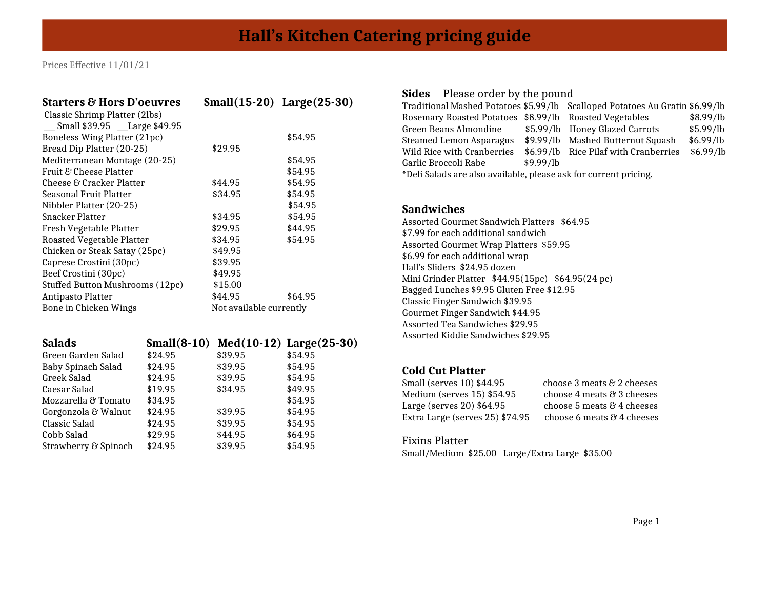# Hall's Kitchen Catering pricing guide

Prices Effective 11/01/21

## Starters & Hors D'oeuvres

| Starters & Hors D'oeuvres | Small(15-20) | Large(25-30) |
|---|---|---|
| Classic Shrimp Platter (2lbs) __ Small $39.95 __Large $49.95 | | |
| Boneless Wing Platter (21pc) | | $54.95 |
| Bread Dip Platter (20-25) | $29.95 | |
| Mediterranean Montage (20-25) | | $54.95 |
| Fruit & Cheese Platter | | $54.95 |
| Cheese & Cracker Platter | $44.95 | $54.95 |
| Seasonal Fruit Platter | $34.95 | $54.95 |
| Nibbler Platter (20-25) | | $54.95 |
| Snacker Platter | $34.95 | $54.95 |
| Fresh Vegetable Platter | $29.95 | $44.95 |
| Roasted Vegetable Platter | $34.95 | $54.95 |
| Chicken or Steak Satay (25pc) | $49.95 | |
| Caprese Crostini (30pc) | $39.95 | |
| Beef Crostini (30pc) | $49.95 | |
| Stuffed Button Mushrooms (12pc) | $15.00 | |
| Antipasto Platter | $44.95 | $64.95 |
| Bone in Chicken Wings | Not available currently | |

## Salads

| Salads | Small(8-10) | Med(10-12) | Large(25-30) |
|---|---|---|---|
| Green Garden Salad | $24.95 | $39.95 | $54.95 |
| Baby Spinach Salad | $24.95 | $39.95 | $54.95 |
| Greek Salad | $24.95 | $39.95 | $54.95 |
| Caesar Salad | $19.95 | $34.95 | $49.95 |
| Mozzarella & Tomato | $34.95 | | $54.95 |
| Gorgonzola & Walnut | $24.95 | $39.95 | $54.95 |
| Classic Salad | $24.95 | $39.95 | $54.95 |
| Cobb Salad | $29.95 | $44.95 | $64.95 |
| Strawberry & Spinach | $24.95 | $39.95 | $54.95 |

## Sides

Please order by the pound

| Item | Price | Item | Price |
|---|---|---|---|
| Traditional Mashed Potatoes | $5.99/lb | Scalloped Potatoes Au Gratin | $6.99/lb |
| Rosemary Roasted Potatoes | $8.99/lb | Roasted Vegetables | $8.99/lb |
| Green Beans Almondine | $5.99/lb | Honey Glazed Carrots | $5.99/lb |
| Steamed Lemon Asparagus | $9.99/lb | Mashed Butternut Squash | $6.99/lb |
| Wild Rice with Cranberries | $6.99/lb | Rice Pilaf with Cranberries | $6.99/lb |
| Garlic Broccoli Rabe | $9.99/lb | | |

*Deli Salads are also available, please ask for current pricing.

## Sandwiches

Assorted Gourmet Sandwich Platters $64.95
$7.99 for each additional sandwich
Assorted Gourmet Wrap Platters $59.95
$6.99 for each additional wrap
Hall's Sliders $24.95 dozen
Mini Grinder Platter $44.95(15pc) $64.95(24 pc)
Bagged Lunches $9.95 Gluten Free $12.95
Classic Finger Sandwich $39.95
Gourmet Finger Sandwich $44.95
Assorted Tea Sandwiches $29.95
Assorted Kiddie Sandwiches $29.95

## Cold Cut Platter

| Size | Selection |
|---|---|
| Small (serves 10) $44.95 | choose 3 meats & 2 cheeses |
| Medium (serves 15) $54.95 | choose 4 meats & 3 cheeses |
| Large (serves 20) $64.95 | choose 5 meats & 4 cheeses |
| Extra Large (serves 25) $74.95 | choose 6 meats & 4 cheeses |

### Fixins Platter

Small/Medium $25.00 Large/Extra Large $35.00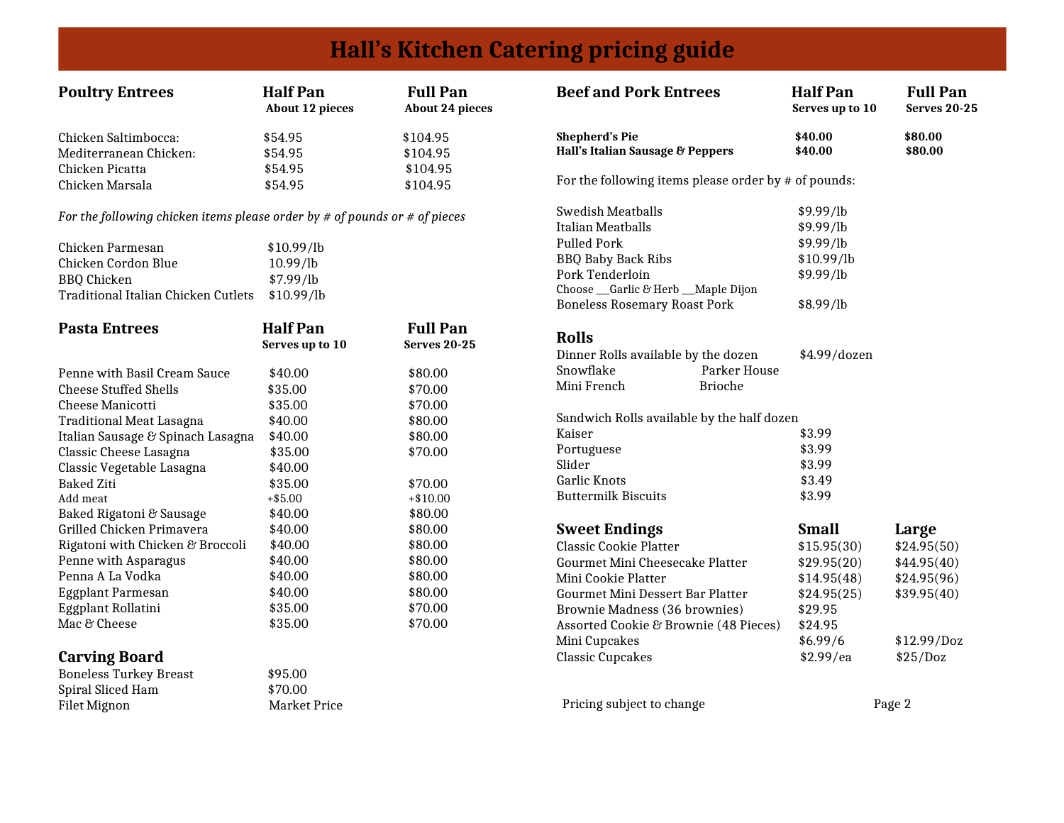# Hall's Kitchen Catering pricing guide

## Poultry Entrees

| Poultry Entrees | Half Pan<br>About 12 pieces | Full Pan<br>About 24 pieces |
|---|---|---|
| Chicken Saltimbocca: | $54.95 | $104.95 |
| Mediterranean Chicken: | $54.95 | $104.95 |
| Chicken Picatta | $54.95 | $104.95 |
| Chicken Marsala | $54.95 | $104.95 |

*For the following chicken items please order by # of pounds or # of pieces*

| | |
|---|---|
| Chicken Parmesan | $10.99/lb |
| Chicken Cordon Blue | 10.99/lb |
| BBQ Chicken | $7.99/lb |
| Traditional Italian Chicken Cutlets | $10.99/lb |

## Pasta Entrees

| Pasta Entrees | Half Pan<br>Serves up to 10 | Full Pan<br>Serves 20-25 |
|---|---|---|
| Penne with Basil Cream Sauce | $40.00 | $80.00 |
| Cheese Stuffed Shells | $35.00 | $70.00 |
| Cheese Manicotti | $35.00 | $70.00 |
| Traditional Meat Lasagna | $40.00 | $80.00 |
| Italian Sausage & Spinach Lasagna | $40.00 | $80.00 |
| Classic Cheese Lasagna | $35.00 | $70.00 |
| Classic Vegetable Lasagna | $40.00 | |
| Baked Ziti | $35.00 | $70.00 |
| Add meat | +$5.00 | +$10.00 |
| Baked Rigatoni & Sausage | $40.00 | $80.00 |
| Grilled Chicken Primavera | $40.00 | $80.00 |
| Rigatoni with Chicken & Broccoli | $40.00 | $80.00 |
| Penne with Asparagus | $40.00 | $80.00 |
| Penna A La Vodka | $40.00 | $80.00 |
| Eggplant Parmesan | $40.00 | $80.00 |
| Eggplant Rollatini | $35.00 | $70.00 |
| Mac & Cheese | $35.00 | $70.00 |

## Carving Board

| | |
|---|---|
| Boneless Turkey Breast | $95.00 |
| Spiral Sliced Ham | $70.00 |
| Filet Mignon | Market Price |

## Beef and Pork Entrees

| Beef and Pork Entrees | Half Pan<br>Serves up to 10 | Full Pan<br>Serves 20-25 |
|---|---|---|
| **Shepherd's Pie** | **$40.00** | **$80.00** |
| **Hall's Italian Sausage & Peppers** | **$40.00** | **$80.00** |

For the following items please order by # of pounds:

| | |
|---|---|
| Swedish Meatballs | $9.99/lb |
| Italian Meatballs | $9.99/lb |
| Pulled Pork | $9.99/lb |
| BBQ Baby Back Ribs | $10.99/lb |
| Pork Tenderloin<br>Choose ___Garlic & Herb ___Maple Dijon | $9.99/lb |
| Boneless Rosemary Roast Pork | $8.99/lb |

## Rolls

Dinner Rolls available by the dozen $4.99/dozen

- Snowflake
- Parker House
- Mini French
- Brioche

Sandwich Rolls available by the half dozen

| | |
|---|---|
| Kaiser | $3.99 |
| Portuguese | $3.99 |
| Slider | $3.99 |
| Garlic Knots | $3.49 |
| Buttermilk Biscuits | $3.99 |

## Sweet Endings

| Sweet Endings | Small | Large |
|---|---|---|
| Classic Cookie Platter | $15.95(30) | $24.95(50) |
| Gourmet Mini Cheesecake Platter | $29.95(20) | $44.95(40) |
| Mini Cookie Platter | $14.95(48) | $24.95(96) |
| Gourmet Mini Dessert Bar Platter | $24.95(25) | $39.95(40) |
| Brownie Madness (36 brownies) | $29.95 | |
| Assorted Cookie & Brownie (48 Pieces) | $24.95 | |
| Mini Cupcakes | $6.99/6 | $12.99/Doz |
| Classic Cupcakes | $2.99/ea | $25/Doz |

Pricing subject to change